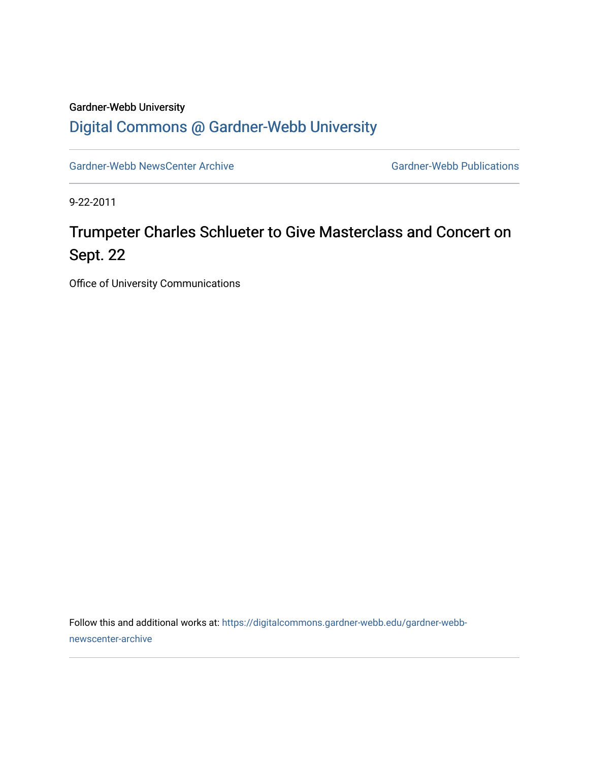Gardner-Webb University

# Digital Commons @ Gardner-Webb University

Gardner-Webb NewsCenter Archive

Gardner-Webb Publications

9-22-2011

# Trumpeter Charles Schlueter to Give Masterclass and Concert on Sept. 22

Office of University Communications

Follow this and additional works at: https://digitalcommons.gardner-webb.edu/gardner-webb-newscenter-archive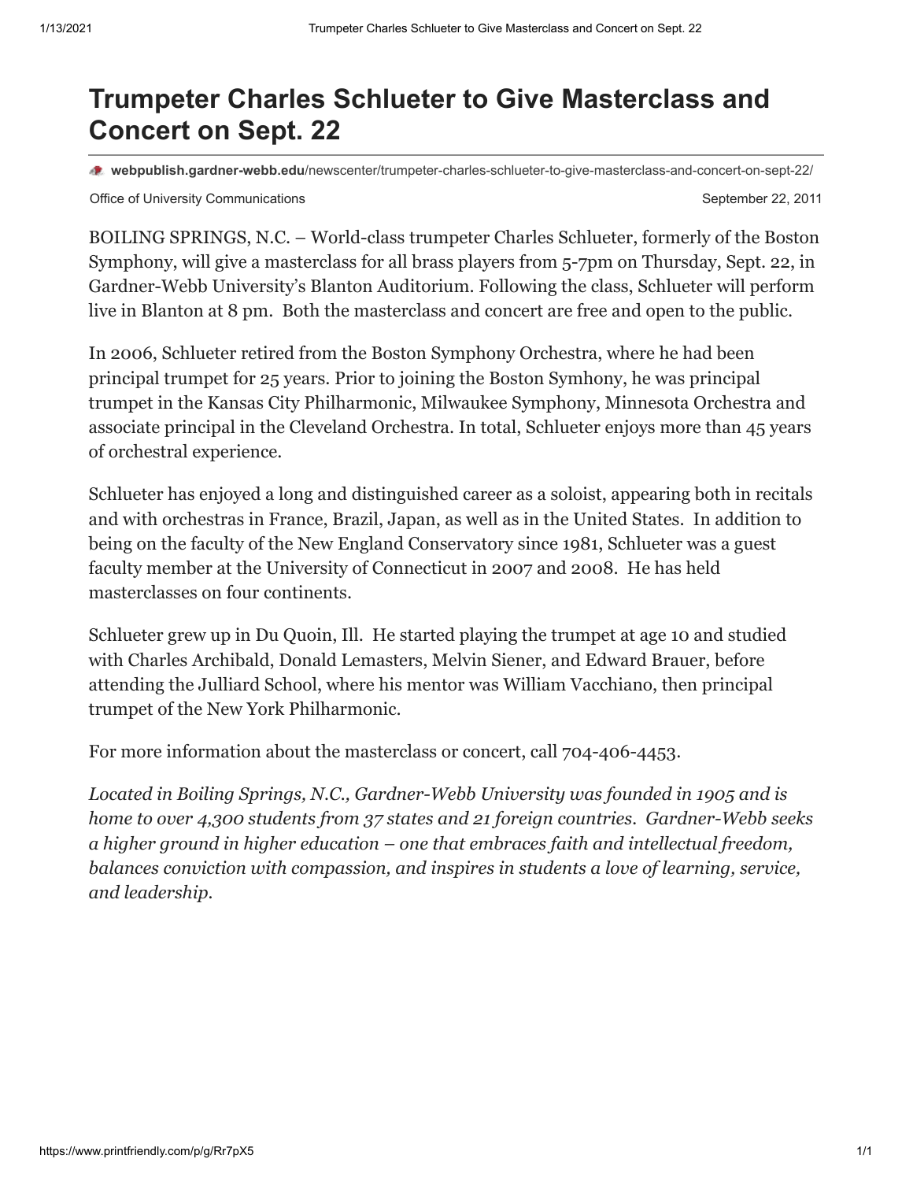# Trumpeter Charles Schlueter to Give Masterclass and Concert on Sept. 22

**webpublish.gardner-webb.edu**/newscenter/trumpeter-charles-schlueter-to-give-masterclass-and-concert-on-sept-22/

Office of University Communications

September 22, 2011

BOILING SPRINGS, N.C. – World-class trumpeter Charles Schlueter, formerly of the Boston Symphony, will give a masterclass for all brass players from 5-7pm on Thursday, Sept. 22, in Gardner-Webb University's Blanton Auditorium. Following the class, Schlueter will perform live in Blanton at 8 pm. Both the masterclass and concert are free and open to the public.

In 2006, Schlueter retired from the Boston Symphony Orchestra, where he had been principal trumpet for 25 years. Prior to joining the Boston Symhony, he was principal trumpet in the Kansas City Philharmonic, Milwaukee Symphony, Minnesota Orchestra and associate principal in the Cleveland Orchestra. In total, Schlueter enjoys more than 45 years of orchestral experience.

Schlueter has enjoyed a long and distinguished career as a soloist, appearing both in recitals and with orchestras in France, Brazil, Japan, as well as in the United States. In addition to being on the faculty of the New England Conservatory since 1981, Schlueter was a guest faculty member at the University of Connecticut in 2007 and 2008. He has held masterclasses on four continents.

Schlueter grew up in Du Quoin, Ill. He started playing the trumpet at age 10 and studied with Charles Archibald, Donald Lemasters, Melvin Siener, and Edward Brauer, before attending the Julliard School, where his mentor was William Vacchiano, then principal trumpet of the New York Philharmonic.

For more information about the masterclass or concert, call 704-406-4453.

*Located in Boiling Springs, N.C., Gardner-Webb University was founded in 1905 and is home to over 4,300 students from 37 states and 21 foreign countries. Gardner-Webb seeks a higher ground in higher education – one that embraces faith and intellectual freedom, balances conviction with compassion, and inspires in students a love of learning, service, and leadership.*